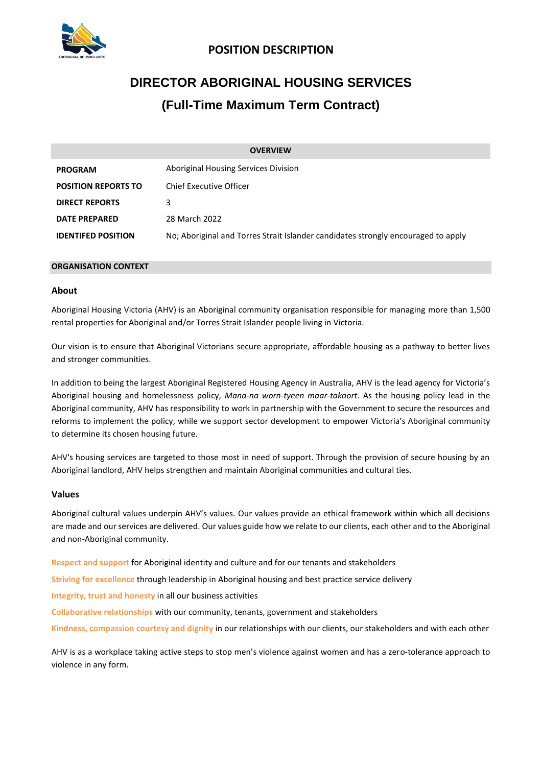# POSITION DESCRIPTION

## DIRECTOR ABORIGINAL HOUSING SERVICES

## (Full-Time Maximum Term Contract)

| OVERVIEW | |
|---|---|
| **PROGRAM** | Aboriginal Housing Services Division |
| **POSITION REPORTS TO** | Chief Executive Officer |
| **DIRECT REPORTS** | 3 |
| **DATE PREPARED** | 28 March 2022 |
| **IDENTIFED POSITION** | No; Aboriginal and Torres Strait Islander candidates strongly encouraged to apply |

**ORGANISATION CONTEXT**

### About

Aboriginal Housing Victoria (AHV) is an Aboriginal community organisation responsible for managing more than 1,500 rental properties for Aboriginal and/or Torres Strait Islander people living in Victoria.

Our vision is to ensure that Aboriginal Victorians secure appropriate, affordable housing as a pathway to better lives and stronger communities.

In addition to being the largest Aboriginal Registered Housing Agency in Australia, AHV is the lead agency for Victoria's Aboriginal housing and homelessness policy, *Mana-na worn-tyeen maar-takoort*. As the housing policy lead in the Aboriginal community, AHV has responsibility to work in partnership with the Government to secure the resources and reforms to implement the policy, while we support sector development to empower Victoria's Aboriginal community to determine its chosen housing future.

AHV's housing services are targeted to those most in need of support. Through the provision of secure housing by an Aboriginal landlord, AHV helps strengthen and maintain Aboriginal communities and cultural ties.

### Values

Aboriginal cultural values underpin AHV's values. Our values provide an ethical framework within which all decisions are made and our services are delivered. Our values guide how we relate to our clients, each other and to the Aboriginal and non-Aboriginal community.

**Respect and support** for Aboriginal identity and culture and for our tenants and stakeholders

**Striving for excellence** through leadership in Aboriginal housing and best practice service delivery

**Integrity, trust and honesty** in all our business activities

**Collaborative relationships** with our community, tenants, government and stakeholders

**Kindness, compassion courtesy and dignity** in our relationships with our clients, our stakeholders and with each other

AHV is as a workplace taking active steps to stop men's violence against women and has a zero-tolerance approach to violence in any form.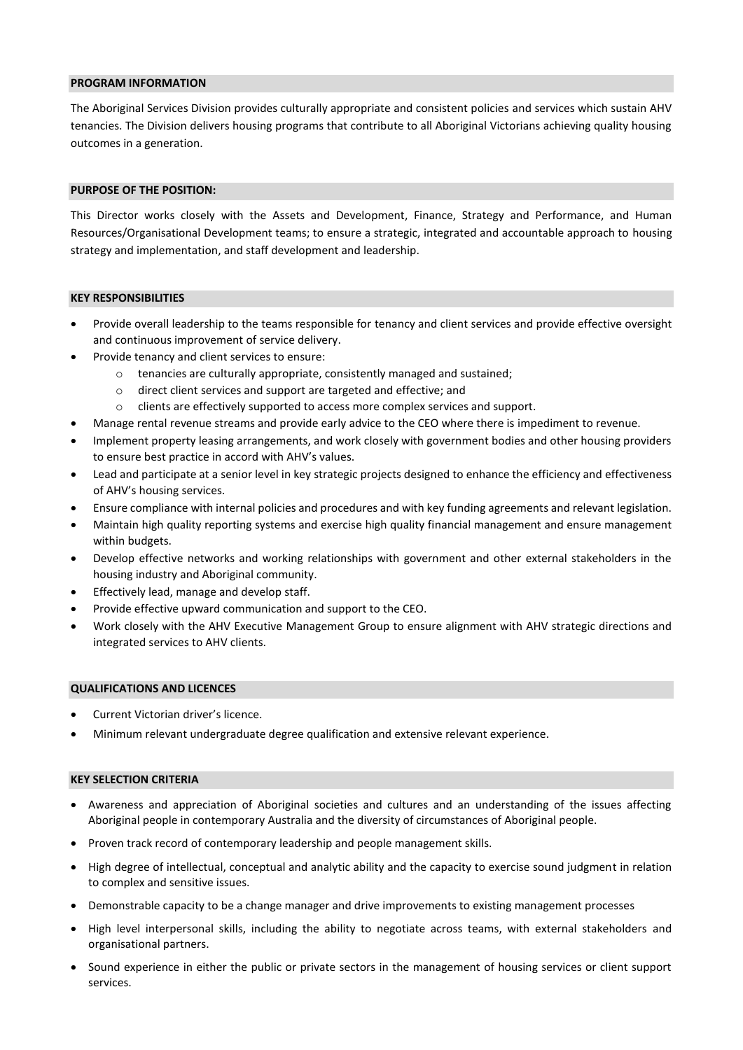## PROGRAM INFORMATION

The Aboriginal Services Division provides culturally appropriate and consistent policies and services which sustain AHV tenancies. The Division delivers housing programs that contribute to all Aboriginal Victorians achieving quality housing outcomes in a generation.

## PURPOSE OF THE POSITION:

This Director works closely with the Assets and Development, Finance, Strategy and Performance, and Human Resources/Organisational Development teams; to ensure a strategic, integrated and accountable approach to housing strategy and implementation, and staff development and leadership.

## KEY RESPONSIBILITIES

- Provide overall leadership to the teams responsible for tenancy and client services and provide effective oversight and continuous improvement of service delivery.
- Provide tenancy and client services to ensure:
  - tenancies are culturally appropriate, consistently managed and sustained;
  - direct client services and support are targeted and effective; and
  - clients are effectively supported to access more complex services and support.
- Manage rental revenue streams and provide early advice to the CEO where there is impediment to revenue.
- Implement property leasing arrangements, and work closely with government bodies and other housing providers to ensure best practice in accord with AHV's values.
- Lead and participate at a senior level in key strategic projects designed to enhance the efficiency and effectiveness of AHV's housing services.
- Ensure compliance with internal policies and procedures and with key funding agreements and relevant legislation.
- Maintain high quality reporting systems and exercise high quality financial management and ensure management within budgets.
- Develop effective networks and working relationships with government and other external stakeholders in the housing industry and Aboriginal community.
- Effectively lead, manage and develop staff.
- Provide effective upward communication and support to the CEO.
- Work closely with the AHV Executive Management Group to ensure alignment with AHV strategic directions and integrated services to AHV clients.

## QUALIFICATIONS AND LICENCES

- Current Victorian driver's licence.
- Minimum relevant undergraduate degree qualification and extensive relevant experience.

## KEY SELECTION CRITERIA

- Awareness and appreciation of Aboriginal societies and cultures and an understanding of the issues affecting Aboriginal people in contemporary Australia and the diversity of circumstances of Aboriginal people.
- Proven track record of contemporary leadership and people management skills.
- High degree of intellectual, conceptual and analytic ability and the capacity to exercise sound judgment in relation to complex and sensitive issues.
- Demonstrable capacity to be a change manager and drive improvements to existing management processes
- High level interpersonal skills, including the ability to negotiate across teams, with external stakeholders and organisational partners.
- Sound experience in either the public or private sectors in the management of housing services or client support services.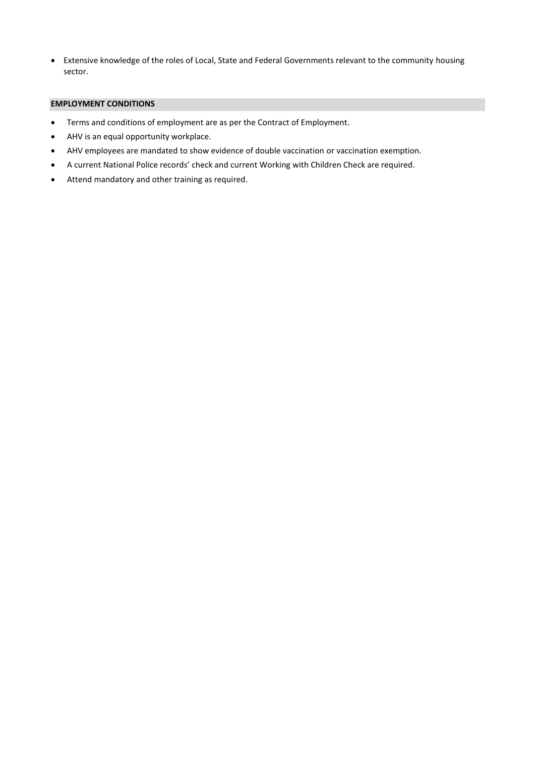- Extensive knowledge of the roles of Local, State and Federal Governments relevant to the community housing sector.

## EMPLOYMENT CONDITIONS

- Terms and conditions of employment are as per the Contract of Employment.
- AHV is an equal opportunity workplace.
- AHV employees are mandated to show evidence of double vaccination or vaccination exemption.
- A current National Police records' check and current Working with Children Check are required.
- Attend mandatory and other training as required.